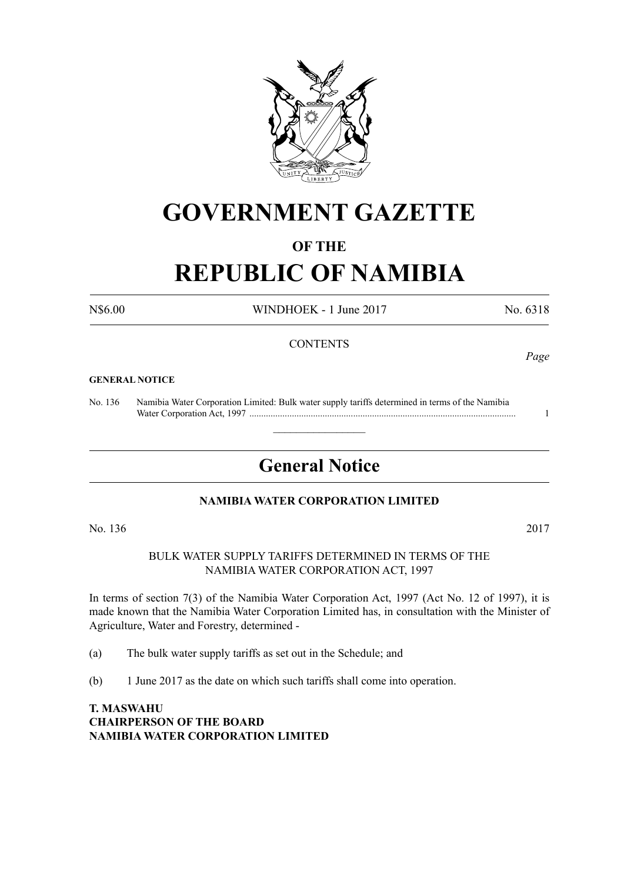# GOVERNMENT GAZETTE

## OF THE

# REPUBLIC OF NAMIBIA

N$6.00 WINDHOEK - 1 June 2017 No. 6318

CONTENTS

*Page*

**GENERAL NOTICE**

No. 136 Namibia Water Corporation Limited: Bulk water supply tariffs determined in terms of the Namibia Water Corporation Act, 1997 ................................................................................................................ 1

---

## General Notice

### NAMIBIA WATER CORPORATION LIMITED

No. 136 2017

BULK WATER SUPPLY TARIFFS DETERMINED IN TERMS OF THE NAMIBIA WATER CORPORATION ACT, 1997

In terms of section 7(3) of the Namibia Water Corporation Act, 1997 (Act No. 12 of 1997), it is made known that the Namibia Water Corporation Limited has, in consultation with the Minister of Agriculture, Water and Forestry, determined -

(a) The bulk water supply tariffs as set out in the Schedule; and

(b) 1 June 2017 as the date on which such tariffs shall come into operation.

**T. MASWAHU**
**CHAIRPERSON OF THE BOARD**
**NAMIBIA WATER CORPORATION LIMITED**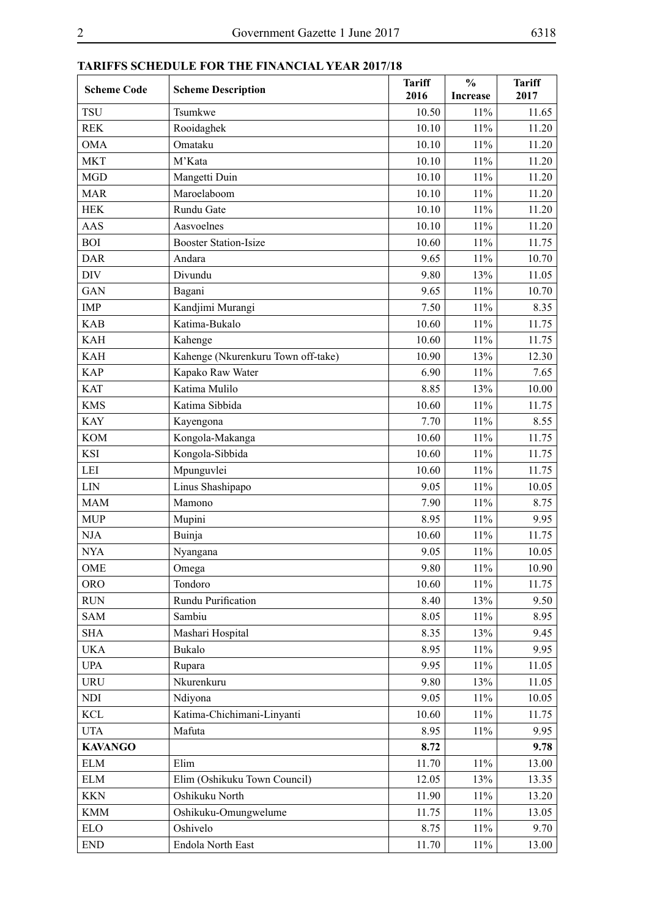**TARIFFS SCHEDULE FOR THE FINANCIAL YEAR 2017/18**

| Scheme Code | Scheme Description | Tariff 2016 | % Increase | Tariff 2017 |
|---|---|---|---|---|
| TSU | Tsumkwe | 10.50 | 11% | 11.65 |
| REK | Rooidaghek | 10.10 | 11% | 11.20 |
| OMA | Omataku | 10.10 | 11% | 11.20 |
| MKT | M'Kata | 10.10 | 11% | 11.20 |
| MGD | Mangetti Duin | 10.10 | 11% | 11.20 |
| MAR | Maroelaboom | 10.10 | 11% | 11.20 |
| HEK | Rundu Gate | 10.10 | 11% | 11.20 |
| AAS | Aasvoelnes | 10.10 | 11% | 11.20 |
| BOI | Booster Station-Isize | 10.60 | 11% | 11.75 |
| DAR | Andara | 9.65 | 11% | 10.70 |
| DIV | Divundu | 9.80 | 13% | 11.05 |
| GAN | Bagani | 9.65 | 11% | 10.70 |
| IMP | Kandjimi Murangi | 7.50 | 11% | 8.35 |
| KAB | Katima-Bukalo | 10.60 | 11% | 11.75 |
| KAH | Kahenge | 10.60 | 11% | 11.75 |
| KAH | Kahenge (Nkurenkuru Town off-take) | 10.90 | 13% | 12.30 |
| KAP | Kapako Raw Water | 6.90 | 11% | 7.65 |
| KAT | Katima Mulilo | 8.85 | 13% | 10.00 |
| KMS | Katima Sibbida | 10.60 | 11% | 11.75 |
| KAY | Kayengona | 7.70 | 11% | 8.55 |
| KOM | Kongola-Makanga | 10.60 | 11% | 11.75 |
| KSI | Kongola-Sibbida | 10.60 | 11% | 11.75 |
| LEI | Mpunguvlei | 10.60 | 11% | 11.75 |
| LIN | Linus Shashipapo | 9.05 | 11% | 10.05 |
| MAM | Mamono | 7.90 | 11% | 8.75 |
| MUP | Mupini | 8.95 | 11% | 9.95 |
| NJA | Buinja | 10.60 | 11% | 11.75 |
| NYA | Nyangana | 9.05 | 11% | 10.05 |
| OME | Omega | 9.80 | 11% | 10.90 |
| ORO | Tondoro | 10.60 | 11% | 11.75 |
| RUN | Rundu Purification | 8.40 | 13% | 9.50 |
| SAM | Sambiu | 8.05 | 11% | 8.95 |
| SHA | Mashari Hospital | 8.35 | 13% | 9.45 |
| UKA | Bukalo | 8.95 | 11% | 9.95 |
| UPA | Rupara | 9.95 | 11% | 11.05 |
| URU | Nkurenkuru | 9.80 | 13% | 11.05 |
| NDI | Ndiyona | 9.05 | 11% | 10.05 |
| KCL | Katima-Chichimani-Linyanti | 10.60 | 11% | 11.75 |
| UTA | Mafuta | 8.95 | 11% | 9.95 |
| **KAVANGO** | | **8.72** | | **9.78** |
| ELM | Elim | 11.70 | 11% | 13.00 |
| ELM | Elim (Oshikuku Town Council) | 12.05 | 13% | 13.35 |
| KKN | Oshikuku North | 11.90 | 11% | 13.20 |
| KMM | Oshikuku-Omungwelume | 11.75 | 11% | 13.05 |
| ELO | Oshivelo | 8.75 | 11% | 9.70 |
| END | Endola North East | 11.70 | 11% | 13.00 |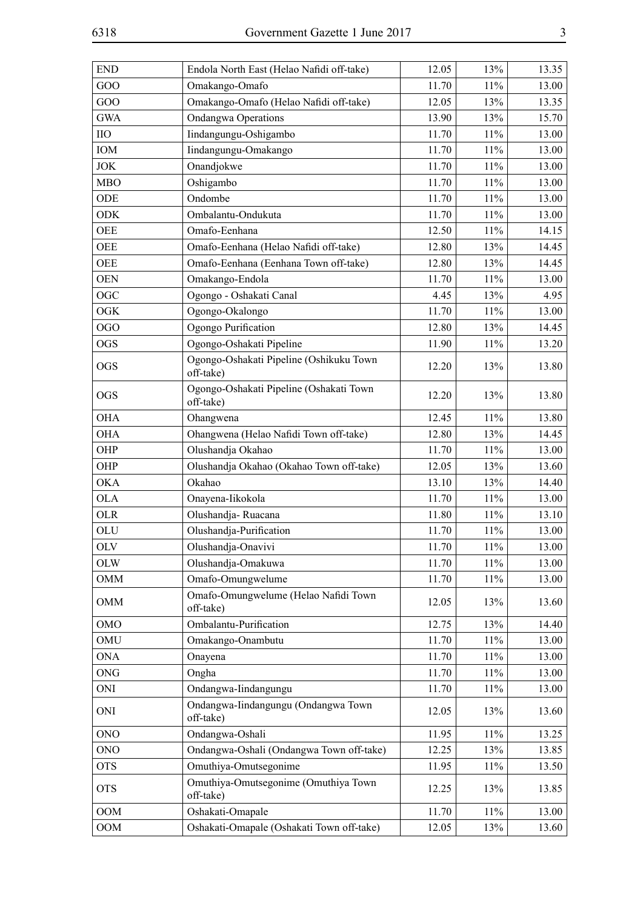| END | Endola North East (Helao Nafidi off-take) | 12.05 | 13% | 13.35 |
|---|---|---|---|---|
| GOO | Omakango-Omafo | 11.70 | 11% | 13.00 |
| GOO | Omakango-Omafo (Helao Nafidi off-take) | 12.05 | 13% | 13.35 |
| GWA | Ondangwa Operations | 13.90 | 13% | 15.70 |
| IIO | Iindangungu-Oshigambo | 11.70 | 11% | 13.00 |
| IOM | Iindangungu-Omakango | 11.70 | 11% | 13.00 |
| JOK | Onandjokwe | 11.70 | 11% | 13.00 |
| MBO | Oshigambo | 11.70 | 11% | 13.00 |
| ODE | Ondombe | 11.70 | 11% | 13.00 |
| ODK | Ombalantu-Ondukuta | 11.70 | 11% | 13.00 |
| OEE | Omafo-Eenhana | 12.50 | 11% | 14.15 |
| OEE | Omafo-Eenhana (Helao Nafidi off-take) | 12.80 | 13% | 14.45 |
| OEE | Omafo-Eenhana (Eenhana Town off-take) | 12.80 | 13% | 14.45 |
| OEN | Omakango-Endola | 11.70 | 11% | 13.00 |
| OGC | Ogongo - Oshakati Canal | 4.45 | 13% | 4.95 |
| OGK | Ogongo-Okalongo | 11.70 | 11% | 13.00 |
| OGO | Ogongo Purification | 12.80 | 13% | 14.45 |
| OGS | Ogongo-Oshakati Pipeline | 11.90 | 11% | 13.20 |
| OGS | Ogongo-Oshakati Pipeline (Oshikuku Town off-take) | 12.20 | 13% | 13.80 |
| OGS | Ogongo-Oshakati Pipeline (Oshakati Town off-take) | 12.20 | 13% | 13.80 |
| OHA | Ohangwena | 12.45 | 11% | 13.80 |
| OHA | Ohangwena (Helao Nafidi Town off-take) | 12.80 | 13% | 14.45 |
| OHP | Olushandja Okahao | 11.70 | 11% | 13.00 |
| OHP | Olushandja Okahao (Okahao Town off-take) | 12.05 | 13% | 13.60 |
| OKA | Okahao | 13.10 | 13% | 14.40 |
| OLA | Onayena-Iikokola | 11.70 | 11% | 13.00 |
| OLR | Olushandja- Ruacana | 11.80 | 11% | 13.10 |
| OLU | Olushandja-Purification | 11.70 | 11% | 13.00 |
| OLV | Olushandja-Onavivi | 11.70 | 11% | 13.00 |
| OLW | Olushandja-Omakuwa | 11.70 | 11% | 13.00 |
| OMM | Omafo-Omungwelume | 11.70 | 11% | 13.00 |
| OMM | Omafo-Omungwelume (Helao Nafidi Town off-take) | 12.05 | 13% | 13.60 |
| OMO | Ombalantu-Purification | 12.75 | 13% | 14.40 |
| OMU | Omakango-Onambutu | 11.70 | 11% | 13.00 |
| ONA | Onayena | 11.70 | 11% | 13.00 |
| ONG | Ongha | 11.70 | 11% | 13.00 |
| ONI | Ondangwa-Iindangungu | 11.70 | 11% | 13.00 |
| ONI | Ondangwa-Iindangungu (Ondangwa Town off-take) | 12.05 | 13% | 13.60 |
| ONO | Ondangwa-Oshali | 11.95 | 11% | 13.25 |
| ONO | Ondangwa-Oshali (Ondangwa Town off-take) | 12.25 | 13% | 13.85 |
| OTS | Omuthiya-Omutsegonime | 11.95 | 11% | 13.50 |
| OTS | Omuthiya-Omutsegonime (Omuthiya Town off-take) | 12.25 | 13% | 13.85 |
| OOM | Oshakati-Omapale | 11.70 | 11% | 13.00 |
| OOM | Oshakati-Omapale (Oshakati Town off-take) | 12.05 | 13% | 13.60 |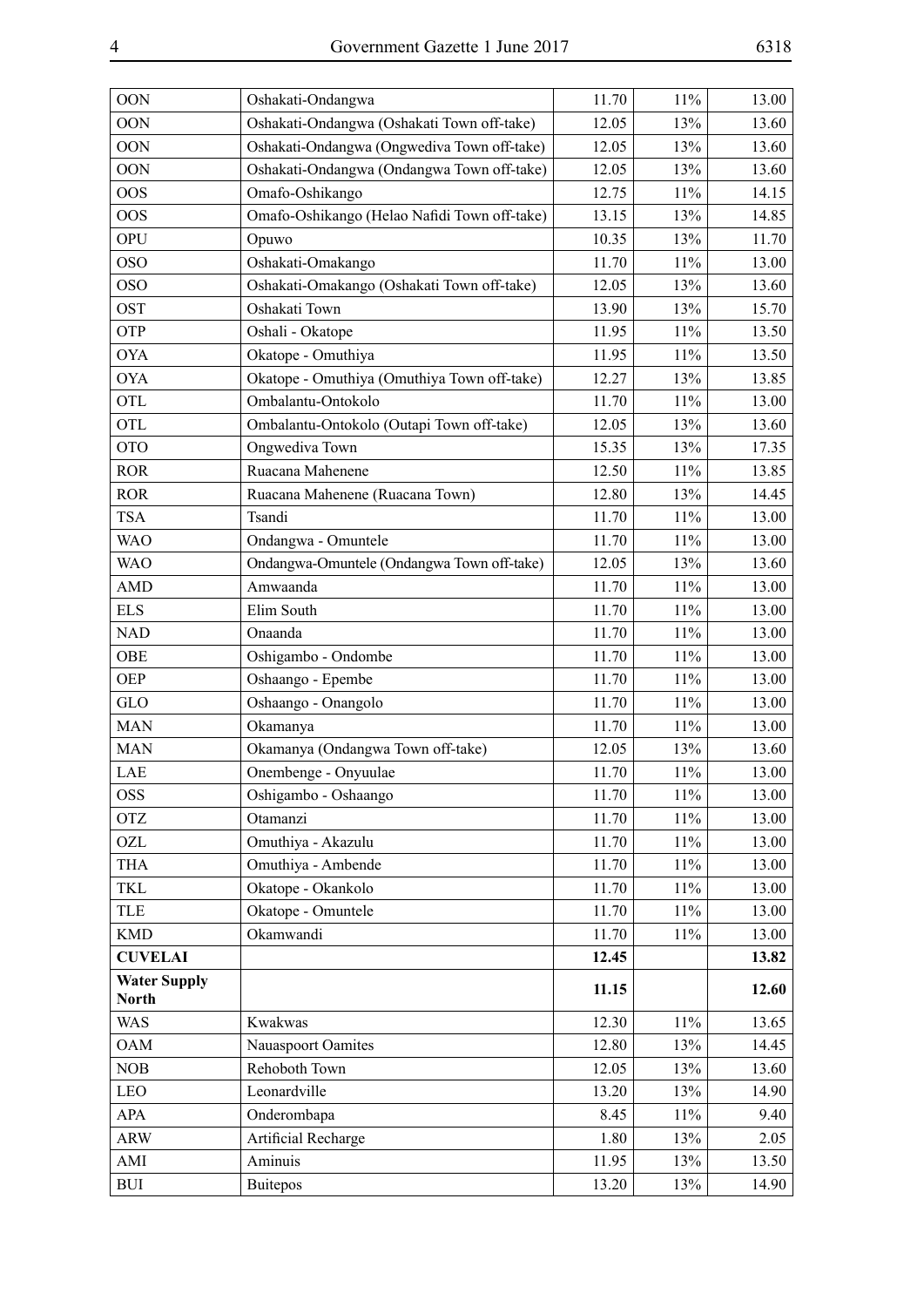| OON | Oshakati-Ondangwa | 11.70 | 11% | 13.00 |
|---|---|---|---|---|
| OON | Oshakati-Ondangwa (Oshakati Town off-take) | 12.05 | 13% | 13.60 |
| OON | Oshakati-Ondangwa (Ongwediva Town off-take) | 12.05 | 13% | 13.60 |
| OON | Oshakati-Ondangwa (Ondangwa Town off-take) | 12.05 | 13% | 13.60 |
| OOS | Omafo-Oshikango | 12.75 | 11% | 14.15 |
| OOS | Omafo-Oshikango (Helao Nafidi Town off-take) | 13.15 | 13% | 14.85 |
| OPU | Opuwo | 10.35 | 13% | 11.70 |
| OSO | Oshakati-Omakango | 11.70 | 11% | 13.00 |
| OSO | Oshakati-Omakango (Oshakati Town off-take) | 12.05 | 13% | 13.60 |
| OST | Oshakati Town | 13.90 | 13% | 15.70 |
| OTP | Oshali - Okatope | 11.95 | 11% | 13.50 |
| OYA | Okatope - Omuthiya | 11.95 | 11% | 13.50 |
| OYA | Okatope - Omuthiya (Omuthiya Town off-take) | 12.27 | 13% | 13.85 |
| OTL | Ombalantu-Ontokolo | 11.70 | 11% | 13.00 |
| OTL | Ombalantu-Ontokolo (Outapi Town off-take) | 12.05 | 13% | 13.60 |
| OTO | Ongwediva Town | 15.35 | 13% | 17.35 |
| ROR | Ruacana Mahenene | 12.50 | 11% | 13.85 |
| ROR | Ruacana Mahenene (Ruacana Town) | 12.80 | 13% | 14.45 |
| TSA | Tsandi | 11.70 | 11% | 13.00 |
| WAO | Ondangwa - Omuntele | 11.70 | 11% | 13.00 |
| WAO | Ondangwa-Omuntele (Ondangwa Town off-take) | 12.05 | 13% | 13.60 |
| AMD | Amwaanda | 11.70 | 11% | 13.00 |
| ELS | Elim South | 11.70 | 11% | 13.00 |
| NAD | Onaanda | 11.70 | 11% | 13.00 |
| OBE | Oshigambo - Ondombe | 11.70 | 11% | 13.00 |
| OEP | Oshaango - Epembe | 11.70 | 11% | 13.00 |
| GLO | Oshaango - Onangolo | 11.70 | 11% | 13.00 |
| MAN | Okamanya | 11.70 | 11% | 13.00 |
| MAN | Okamanya (Ondangwa Town off-take) | 12.05 | 13% | 13.60 |
| LAE | Onembenge - Onyuulae | 11.70 | 11% | 13.00 |
| OSS | Oshigambo - Oshaango | 11.70 | 11% | 13.00 |
| OTZ | Otamanzi | 11.70 | 11% | 13.00 |
| OZL | Omuthiya - Akazulu | 11.70 | 11% | 13.00 |
| THA | Omuthiya - Ambende | 11.70 | 11% | 13.00 |
| TKL | Okatope - Okankolo | 11.70 | 11% | 13.00 |
| TLE | Okatope - Omuntele | 11.70 | 11% | 13.00 |
| KMD | Okamwandi | 11.70 | 11% | 13.00 |
| **CUVELAI** | | **12.45** | | **13.82** |
| **Water Supply North** | | **11.15** | | **12.60** |
| WAS | Kwakwas | 12.30 | 11% | 13.65 |
| OAM | Nauaspoort Oamites | 12.80 | 13% | 14.45 |
| NOB | Rehoboth Town | 12.05 | 13% | 13.60 |
| LEO | Leonardville | 13.20 | 13% | 14.90 |
| APA | Onderombapa | 8.45 | 11% | 9.40 |
| ARW | Artificial Recharge | 1.80 | 13% | 2.05 |
| AMI | Aminuis | 11.95 | 13% | 13.50 |
| BUI | Buitepos | 13.20 | 13% | 14.90 |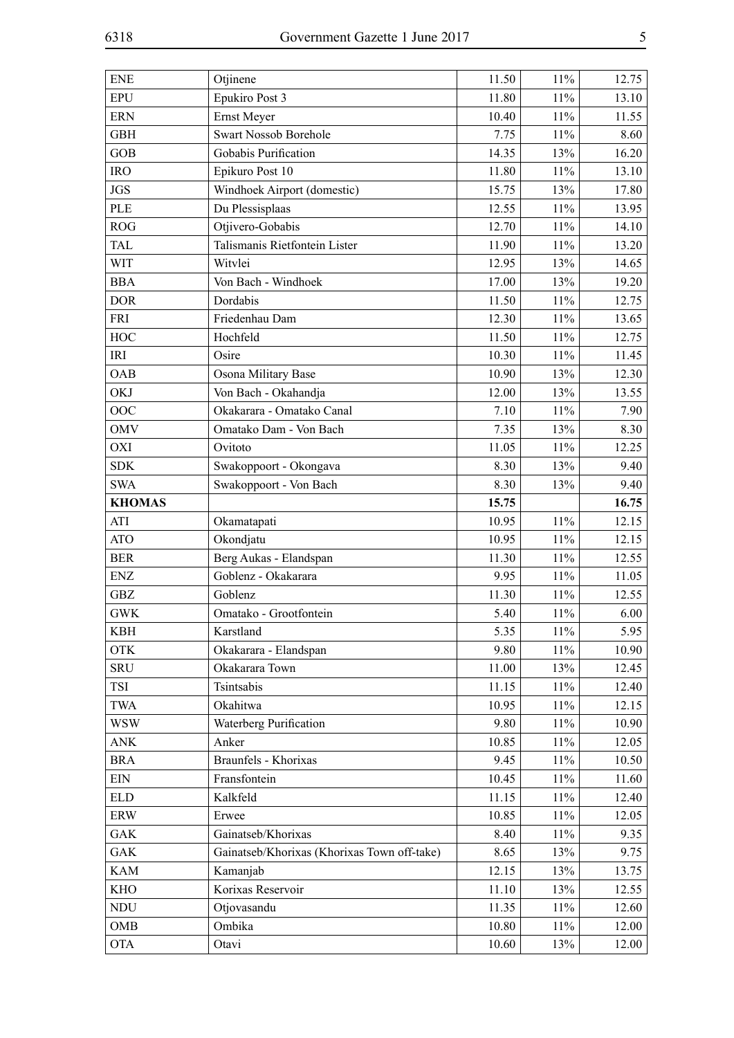| ENE | Otjinene | 11.50 | 11% | 12.75 |
|---|---|---|---|---|
| EPU | Epukiro Post 3 | 11.80 | 11% | 13.10 |
| ERN | Ernst Meyer | 10.40 | 11% | 11.55 |
| GBH | Swart Nossob Borehole | 7.75 | 11% | 8.60 |
| GOB | Gobabis Purification | 14.35 | 13% | 16.20 |
| IRO | Epikuro Post 10 | 11.80 | 11% | 13.10 |
| JGS | Windhoek Airport (domestic) | 15.75 | 13% | 17.80 |
| PLE | Du Plessisplaas | 12.55 | 11% | 13.95 |
| ROG | Otjivero-Gobabis | 12.70 | 11% | 14.10 |
| TAL | Talismanis Rietfontein Lister | 11.90 | 11% | 13.20 |
| WIT | Witvlei | 12.95 | 13% | 14.65 |
| BBA | Von Bach - Windhoek | 17.00 | 13% | 19.20 |
| DOR | Dordabis | 11.50 | 11% | 12.75 |
| FRI | Friedenhau Dam | 12.30 | 11% | 13.65 |
| HOC | Hochfeld | 11.50 | 11% | 12.75 |
| IRI | Osire | 10.30 | 11% | 11.45 |
| OAB | Osona Military Base | 10.90 | 13% | 12.30 |
| OKJ | Von Bach - Okahandja | 12.00 | 13% | 13.55 |
| OOC | Okakarara - Omatako Canal | 7.10 | 11% | 7.90 |
| OMV | Omatako Dam - Von Bach | 7.35 | 13% | 8.30 |
| OXI | Ovitoto | 11.05 | 11% | 12.25 |
| SDK | Swakoppoort - Okongava | 8.30 | 13% | 9.40 |
| SWA | Swakoppoort - Von Bach | 8.30 | 13% | 9.40 |
| **KHOMAS** | | **15.75** | | **16.75** |
| ATI | Okamatapati | 10.95 | 11% | 12.15 |
| ATO | Okondjatu | 10.95 | 11% | 12.15 |
| BER | Berg Aukas - Elandspan | 11.30 | 11% | 12.55 |
| ENZ | Goblenz - Okakarara | 9.95 | 11% | 11.05 |
| GBZ | Goblenz | 11.30 | 11% | 12.55 |
| GWK | Omatako - Grootfontein | 5.40 | 11% | 6.00 |
| KBH | Karstland | 5.35 | 11% | 5.95 |
| OTK | Okakarara - Elandspan | 9.80 | 11% | 10.90 |
| SRU | Okakarara Town | 11.00 | 13% | 12.45 |
| TSI | Tsintsabis | 11.15 | 11% | 12.40 |
| TWA | Okahitwa | 10.95 | 11% | 12.15 |
| WSW | Waterberg Purification | 9.80 | 11% | 10.90 |
| ANK | Anker | 10.85 | 11% | 12.05 |
| BRA | Braunfels - Khorixas | 9.45 | 11% | 10.50 |
| EIN | Fransfontein | 10.45 | 11% | 11.60 |
| ELD | Kalkfeld | 11.15 | 11% | 12.40 |
| ERW | Erwee | 10.85 | 11% | 12.05 |
| GAK | Gainatseb/Khorixas | 8.40 | 11% | 9.35 |
| GAK | Gainatseb/Khorixas (Khorixas Town off-take) | 8.65 | 13% | 9.75 |
| KAM | Kamanjab | 12.15 | 13% | 13.75 |
| KHO | Korixas Reservoir | 11.10 | 13% | 12.55 |
| NDU | Otjovasandu | 11.35 | 11% | 12.60 |
| OMB | Ombika | 10.80 | 11% | 12.00 |
| OTA | Otavi | 10.60 | 13% | 12.00 |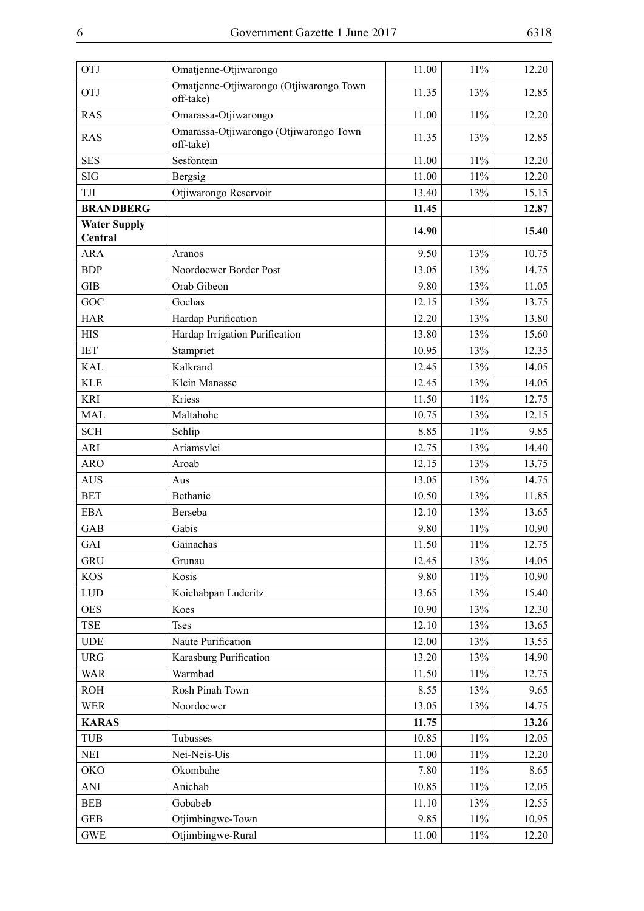| | | | | |
|---|---|---|---|---|
| OTJ | Omatjenne-Otjiwarongo | 11.00 | 11% | 12.20 |
| OTJ | Omatjenne-Otjiwarongo (Otjiwarongo Town off-take) | 11.35 | 13% | 12.85 |
| RAS | Omarassa-Otjiwarongo | 11.00 | 11% | 12.20 |
| RAS | Omarassa-Otjiwarongo (Otjiwarongo Town off-take) | 11.35 | 13% | 12.85 |
| SES | Sesfontein | 11.00 | 11% | 12.20 |
| SIG | Bergsig | 11.00 | 11% | 12.20 |
| TJI | Otjiwarongo Reservoir | 13.40 | 13% | 15.15 |
| **BRANDBERG** | | **11.45** | | **12.87** |
| **Water Supply Central** | | **14.90** | | **15.40** |
| ARA | Aranos | 9.50 | 13% | 10.75 |
| BDP | Noordoewer Border Post | 13.05 | 13% | 14.75 |
| GIB | Orab Gibeon | 9.80 | 13% | 11.05 |
| GOC | Gochas | 12.15 | 13% | 13.75 |
| HAR | Hardap Purification | 12.20 | 13% | 13.80 |
| HIS | Hardap Irrigation Purification | 13.80 | 13% | 15.60 |
| IET | Stampriet | 10.95 | 13% | 12.35 |
| KAL | Kalkrand | 12.45 | 13% | 14.05 |
| KLE | Klein Manasse | 12.45 | 13% | 14.05 |
| KRI | Kriess | 11.50 | 11% | 12.75 |
| MAL | Maltahohe | 10.75 | 13% | 12.15 |
| SCH | Schlip | 8.85 | 11% | 9.85 |
| ARI | Ariamsvlei | 12.75 | 13% | 14.40 |
| ARO | Aroab | 12.15 | 13% | 13.75 |
| AUS | Aus | 13.05 | 13% | 14.75 |
| BET | Bethanie | 10.50 | 13% | 11.85 |
| EBA | Berseba | 12.10 | 13% | 13.65 |
| GAB | Gabis | 9.80 | 11% | 10.90 |
| GAI | Gainachas | 11.50 | 11% | 12.75 |
| GRU | Grunau | 12.45 | 13% | 14.05 |
| KOS | Kosis | 9.80 | 11% | 10.90 |
| LUD | Koichabpan Luderitz | 13.65 | 13% | 15.40 |
| OES | Koes | 10.90 | 13% | 12.30 |
| TSE | Tses | 12.10 | 13% | 13.65 |
| UDE | Naute Purification | 12.00 | 13% | 13.55 |
| URG | Karasburg Purification | 13.20 | 13% | 14.90 |
| WAR | Warmbad | 11.50 | 11% | 12.75 |
| ROH | Rosh Pinah Town | 8.55 | 13% | 9.65 |
| WER | Noordoewer | 13.05 | 13% | 14.75 |
| **KARAS** | | **11.75** | | **13.26** |
| TUB | Tubusses | 10.85 | 11% | 12.05 |
| NEI | Nei-Neis-Uis | 11.00 | 11% | 12.20 |
| OKO | Okombahe | 7.80 | 11% | 8.65 |
| ANI | Anichab | 10.85 | 11% | 12.05 |
| BEB | Gobabeb | 11.10 | 13% | 12.55 |
| GEB | Otjimbingwe-Town | 9.85 | 11% | 10.95 |
| GWE | Otjimbingwe-Rural | 11.00 | 11% | 12.20 |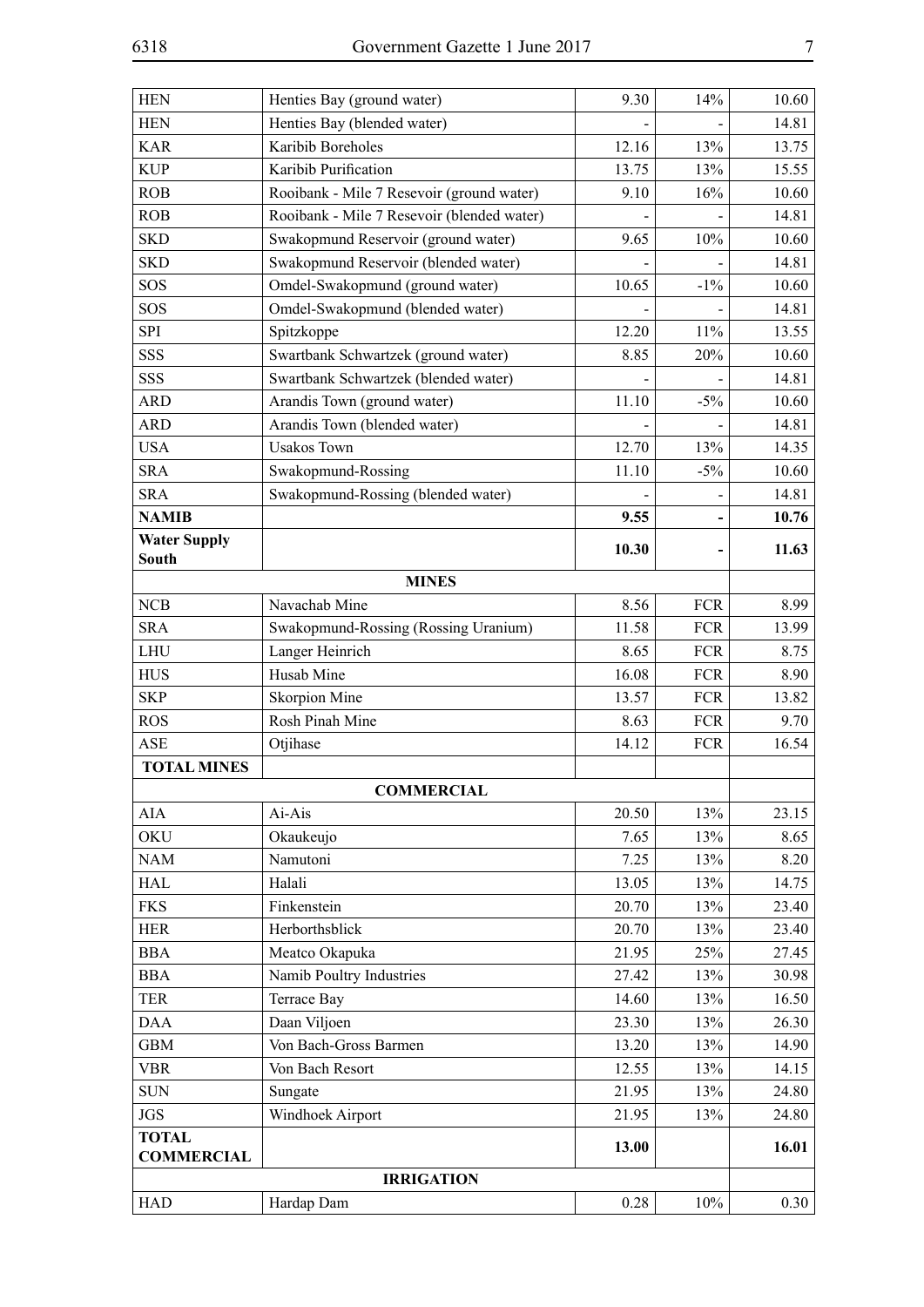| | | | | |
|---|---|---|---|---|
| HEN | Henties Bay (ground water) | 9.30 | 14% | 10.60 |
| HEN | Henties Bay (blended water) | - | - | 14.81 |
| KAR | Karibib Boreholes | 12.16 | 13% | 13.75 |
| KUP | Karibib Purification | 13.75 | 13% | 15.55 |
| ROB | Rooibank - Mile 7 Resevoir (ground water) | 9.10 | 16% | 10.60 |
| ROB | Rooibank - Mile 7 Resevoir (blended water) | - | - | 14.81 |
| SKD | Swakopmund Reservoir (ground water) | 9.65 | 10% | 10.60 |
| SKD | Swakopmund Reservoir (blended water) | - | - | 14.81 |
| SOS | Omdel-Swakopmund (ground water) | 10.65 | -1% | 10.60 |
| SOS | Omdel-Swakopmund (blended water) | - | - | 14.81 |
| SPI | Spitzkoppe | 12.20 | 11% | 13.55 |
| SSS | Swartbank Schwartzek (ground water) | 8.85 | 20% | 10.60 |
| SSS | Swartbank Schwartzek (blended water) | - | - | 14.81 |
| ARD | Arandis Town (ground water) | 11.10 | -5% | 10.60 |
| ARD | Arandis Town (blended water) | - | - | 14.81 |
| USA | Usakos Town | 12.70 | 13% | 14.35 |
| SRA | Swakopmund-Rossing | 11.10 | -5% | 10.60 |
| SRA | Swakopmund-Rossing (blended water) | - | - | 14.81 |
| **NAMIB** | | **9.55** | **-** | **10.76** |
| **Water Supply South** | | **10.30** | **-** | **11.63** |
| | **MINES** | | | |
| NCB | Navachab Mine | 8.56 | FCR | 8.99 |
| SRA | Swakopmund-Rossing (Rossing Uranium) | 11.58 | FCR | 13.99 |
| LHU | Langer Heinrich | 8.65 | FCR | 8.75 |
| HUS | Husab Mine | 16.08 | FCR | 8.90 |
| SKP | Skorpion Mine | 13.57 | FCR | 13.82 |
| ROS | Rosh Pinah Mine | 8.63 | FCR | 9.70 |
| ASE | Otjihase | 14.12 | FCR | 16.54 |
| **TOTAL MINES** | | | | |
| | **COMMERCIAL** | | | |
| AIA | Ai-Ais | 20.50 | 13% | 23.15 |
| OKU | Okaukeujo | 7.65 | 13% | 8.65 |
| NAM | Namutoni | 7.25 | 13% | 8.20 |
| HAL | Halali | 13.05 | 13% | 14.75 |
| FKS | Finkenstein | 20.70 | 13% | 23.40 |
| HER | Herborthsblick | 20.70 | 13% | 23.40 |
| BBA | Meatco Okapuka | 21.95 | 25% | 27.45 |
| BBA | Namib Poultry Industries | 27.42 | 13% | 30.98 |
| TER | Terrace Bay | 14.60 | 13% | 16.50 |
| DAA | Daan Viljoen | 23.30 | 13% | 26.30 |
| GBM | Von Bach-Gross Barmen | 13.20 | 13% | 14.90 |
| VBR | Von Bach Resort | 12.55 | 13% | 14.15 |
| SUN | Sungate | 21.95 | 13% | 24.80 |
| JGS | Windhoek Airport | 21.95 | 13% | 24.80 |
| **TOTAL COMMERCIAL** | | **13.00** | | **16.01** |
| | **IRRIGATION** | | | |
| HAD | Hardap Dam | 0.28 | 10% | 0.30 |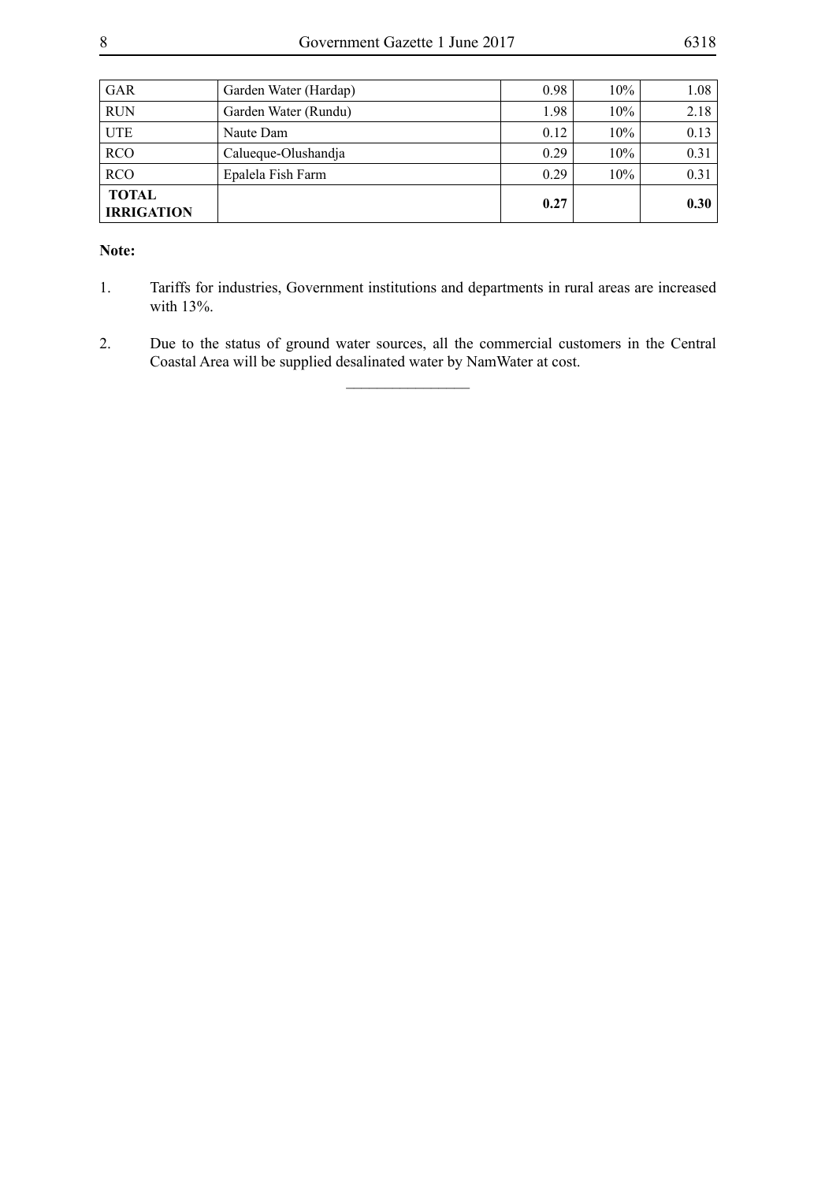| | | | | |
|---|---|---|---|---|
| GAR | Garden Water (Hardap) | 0.98 | 10% | 1.08 |
| RUN | Garden Water (Rundu) | 1.98 | 10% | 2.18 |
| UTE | Naute Dam | 0.12 | 10% | 0.13 |
| RCO | Calueque-Olushandja | 0.29 | 10% | 0.31 |
| RCO | Epalela Fish Farm | 0.29 | 10% | 0.31 |
| **TOTAL IRRIGATION** | | **0.27** | | **0.30** |

**Note:**

1. Tariffs for industries, Government institutions and departments in rural areas are increased with 13%.

2. Due to the status of ground water sources, all the commercial customers in the Central Coastal Area will be supplied desalinated water by NamWater at cost.

________________